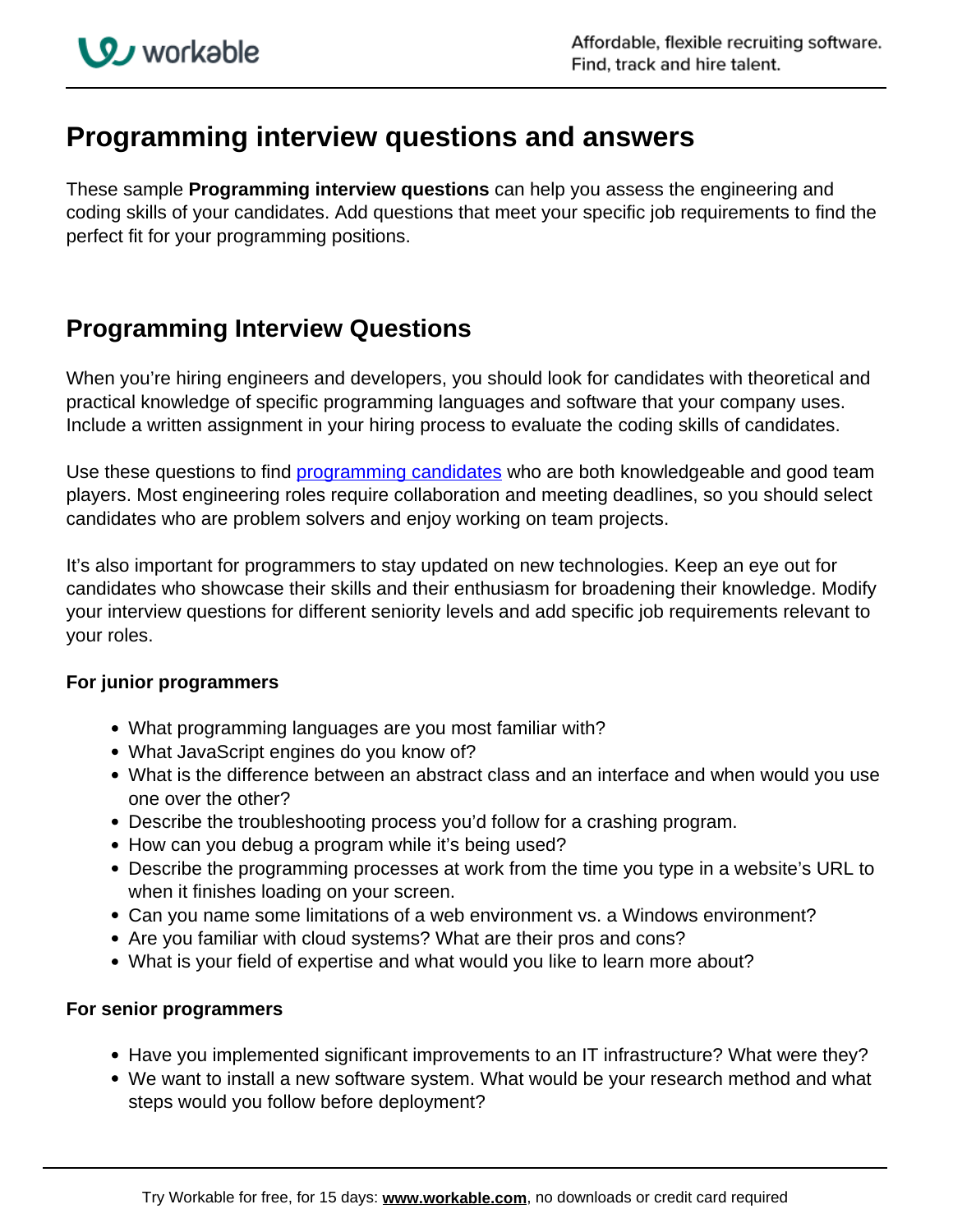# Programming interview questions and answers

These sample **Programming interview questions** can help you assess the engineering and coding skills of your candidates. Add questions that meet your specific job requirements to find the perfect fit for your programming positions.

## Programming Interview Questions

When you're hiring engineers and developers, you should look for candidates with theoretical and practical knowledge of specific programming languages and software that your company uses. Include a written assignment in your hiring process to evaluate the coding skills of candidates.

Use these questions to find [programming candidates]() who are both knowledgeable and good team players. Most engineering roles require collaboration and meeting deadlines, so you should select candidates who are problem solvers and enjoy working on team projects.

It's also important for programmers to stay updated on new technologies. Keep an eye out for candidates who showcase their skills and their enthusiasm for broadening their knowledge. Modify your interview questions for different seniority levels and add specific job requirements relevant to your roles.

**For junior programmers**

- What programming languages are you most familiar with?
- What JavaScript engines do you know of?
- What is the difference between an abstract class and an interface and when would you use one over the other?
- Describe the troubleshooting process you'd follow for a crashing program.
- How can you debug a program while it's being used?
- Describe the programming processes at work from the time you type in a website's URL to when it finishes loading on your screen.
- Can you name some limitations of a web environment vs. a Windows environment?
- Are you familiar with cloud systems? What are their pros and cons?
- What is your field of expertise and what would you like to learn more about?

**For senior programmers**

- Have you implemented significant improvements to an IT infrastructure? What were they?
- We want to install a new software system. What would be your research method and what steps would you follow before deployment?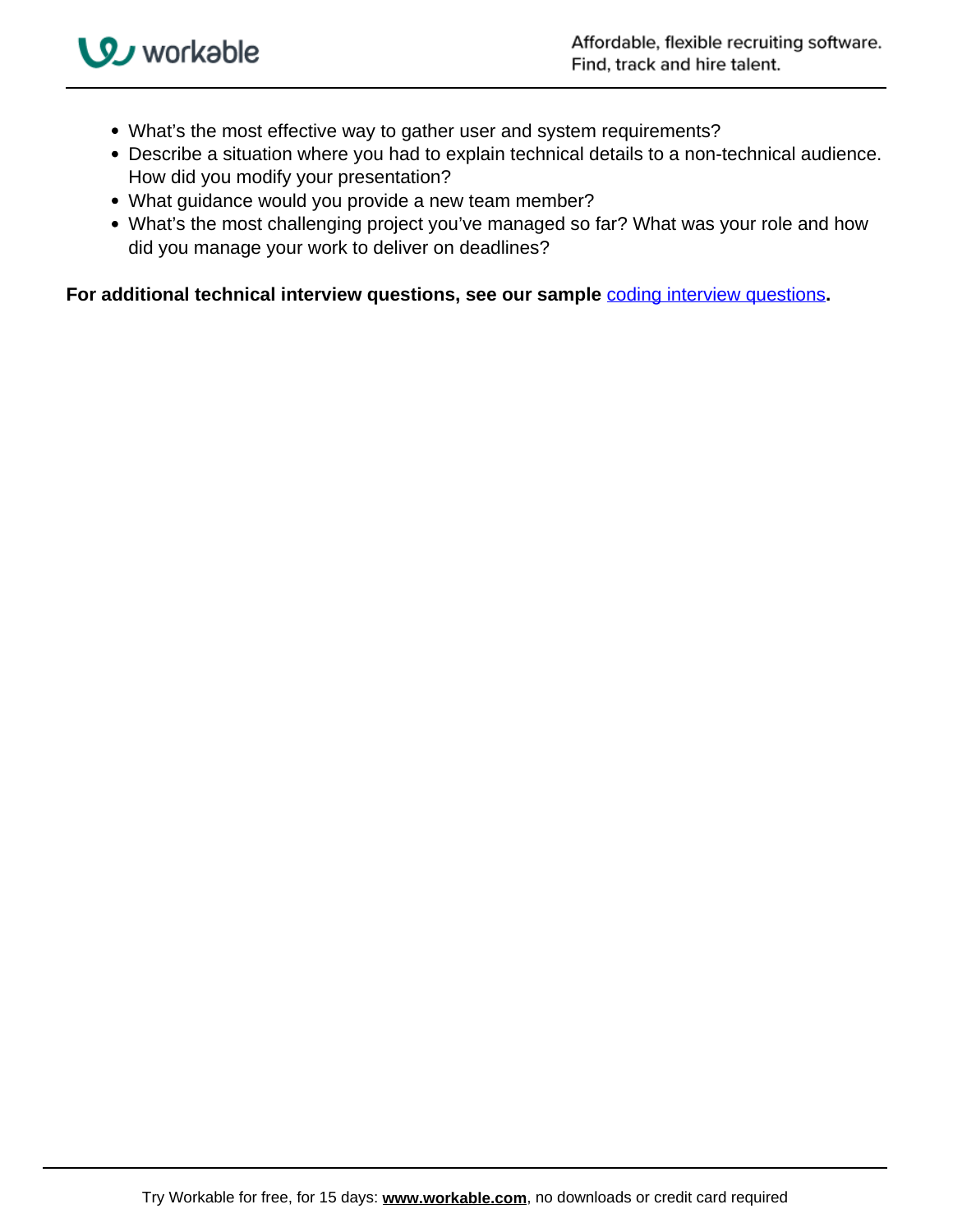- What's the most effective way to gather user and system requirements?
- Describe a situation where you had to explain technical details to a non-technical audience. How did you modify your presentation?
- What guidance would you provide a new team member?
- What's the most challenging project you've managed so far? What was your role and how did you manage your work to deliver on deadlines?

**For additional technical interview questions, see our sample** [coding interview questions](coding interview questions)**.**